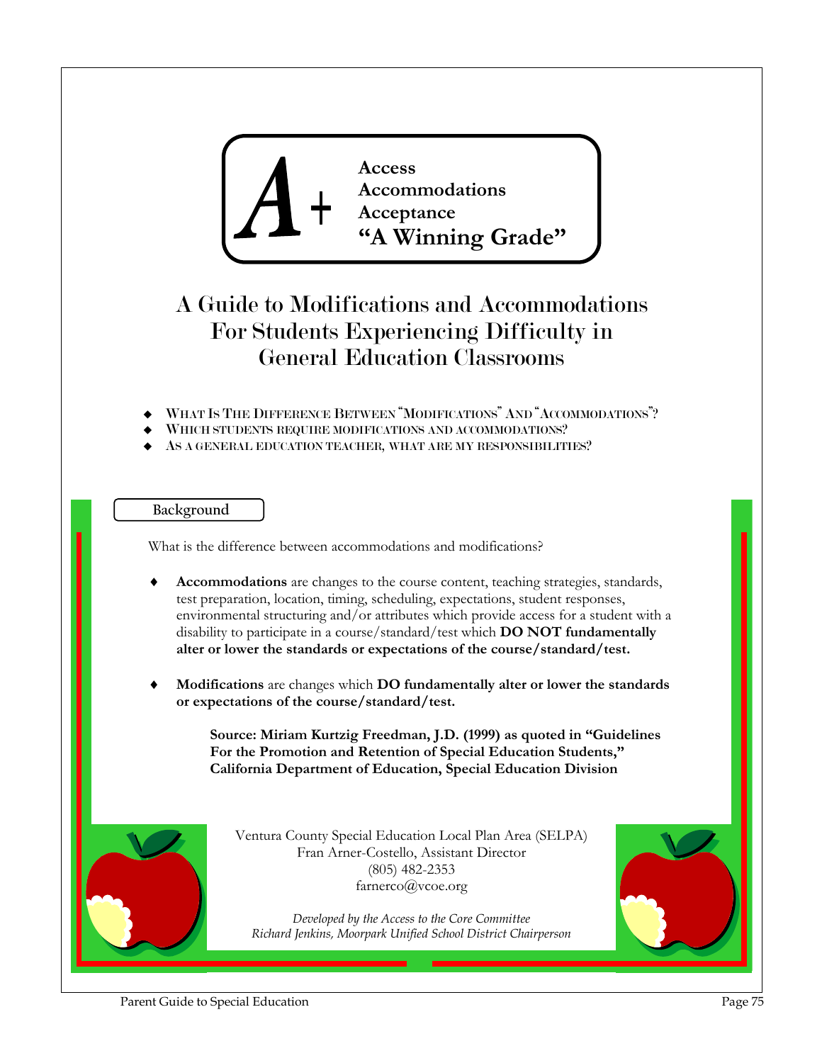**A+**

**Access**
**Accommodations**
**Acceptance**
**"A Winning Grade"**

# A Guide to Modifications and Accommodations For Students Experiencing Difficulty in General Education Classrooms

- What Is The Difference Between "Modifications" And "Accommodations"?
- Which students require modifications and accommodations?
- As a general education teacher, what are my responsibilities?

## Background

What is the difference between accommodations and modifications?

- **Accommodations** are changes to the course content, teaching strategies, standards, test preparation, location, timing, scheduling, expectations, student responses, environmental structuring and/or attributes which provide access for a student with a disability to participate in a course/standard/test which **DO NOT fundamentally alter or lower the standards or expectations of the course/standard/test.**

- **Modifications** are changes which **DO fundamentally alter or lower the standards or expectations of the course/standard/test.**

**Source: Miriam Kurtzig Freedman, J.D. (1999) as quoted in "Guidelines For the Promotion and Retention of Special Education Students," California Department of Education, Special Education Division**

Ventura County Special Education Local Plan Area (SELPA)
Fran Arner-Costello, Assistant Director
(805) 482-2353
farnerco@vcoe.org

*Developed by the Access to the Core Committee*
*Richard Jenkins, Moorpark Unified School District Chairperson*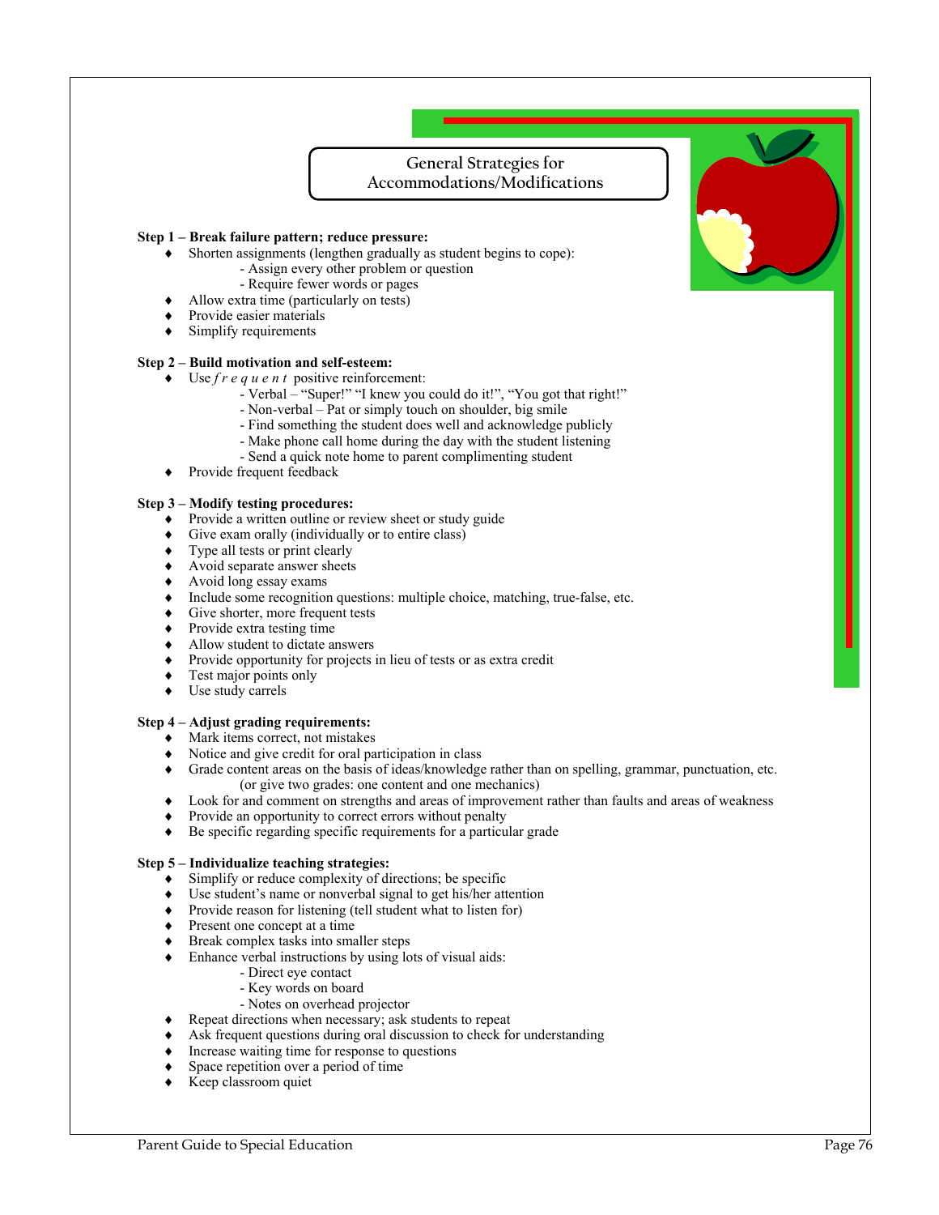# General Strategies for Accommodations/Modifications

**Step 1 – Break failure pattern; reduce pressure:**

- Shorten assignments (lengthen gradually as student begins to cope):
  - Assign every other problem or question
  - Require fewer words or pages
- Allow extra time (particularly on tests)
- Provide easier materials
- Simplify requirements

**Step 2 – Build motivation and self-esteem:**

- Use *f r e q u e n t* positive reinforcement:
  - Verbal – "Super!" "I knew you could do it!", "You got that right!"
  - Non-verbal – Pat or simply touch on shoulder, big smile
  - Find something the student does well and acknowledge publicly
  - Make phone call home during the day with the student listening
  - Send a quick note home to parent complimenting student
- Provide frequent feedback

**Step 3 – Modify testing procedures:**

- Provide a written outline or review sheet or study guide
- Give exam orally (individually or to entire class)
- Type all tests or print clearly
- Avoid separate answer sheets
- Avoid long essay exams
- Include some recognition questions: multiple choice, matching, true-false, etc.
- Give shorter, more frequent tests
- Provide extra testing time
- Allow student to dictate answers
- Provide opportunity for projects in lieu of tests or as extra credit
- Test major points only
- Use study carrels

**Step 4 – Adjust grading requirements:**

- Mark items correct, not mistakes
- Notice and give credit for oral participation in class
- Grade content areas on the basis of ideas/knowledge rather than on spelling, grammar, punctuation, etc. (or give two grades: one content and one mechanics)
- Look for and comment on strengths and areas of improvement rather than faults and areas of weakness
- Provide an opportunity to correct errors without penalty
- Be specific regarding specific requirements for a particular grade

**Step 5 – Individualize teaching strategies:**

- Simplify or reduce complexity of directions; be specific
- Use student's name or nonverbal signal to get his/her attention
- Provide reason for listening (tell student what to listen for)
- Present one concept at a time
- Break complex tasks into smaller steps
- Enhance verbal instructions by using lots of visual aids:
  - Direct eye contact
  - Key words on board
  - Notes on overhead projector
- Repeat directions when necessary; ask students to repeat
- Ask frequent questions during oral discussion to check for understanding
- Increase waiting time for response to questions
- Space repetition over a period of time
- Keep classroom quiet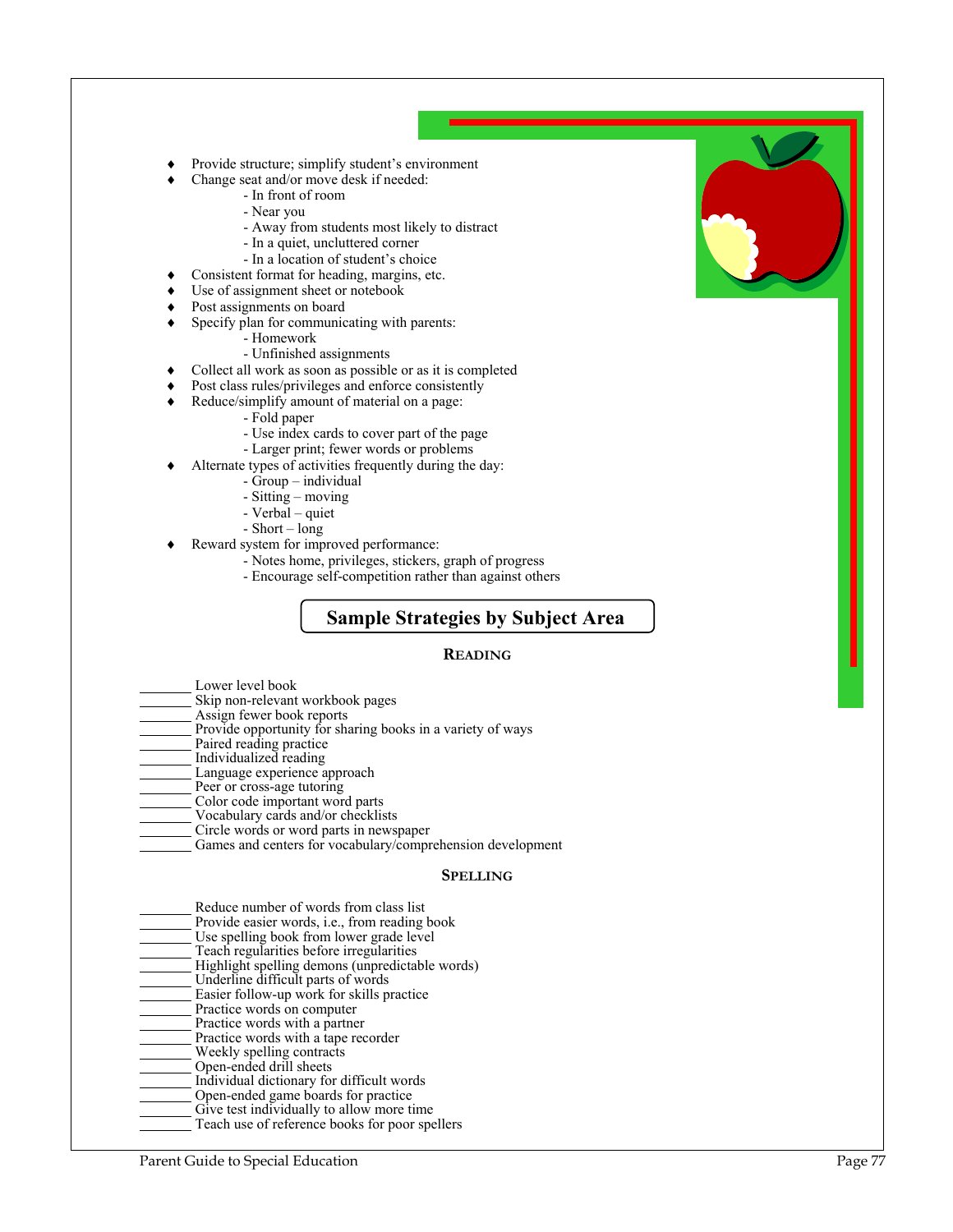- Provide structure; simplify student's environment
- Change seat and/or move desk if needed:
  - In front of room
  - Near you
  - Away from students most likely to distract
  - In a quiet, uncluttered corner
  - In a location of student's choice
- Consistent format for heading, margins, etc.
- Use of assignment sheet or notebook
- Post assignments on board
- Specify plan for communicating with parents:
  - Homework
  - Unfinished assignments
- Collect all work as soon as possible or as it is completed
- Post class rules/privileges and enforce consistently
- Reduce/simplify amount of material on a page:
  - Fold paper
  - Use index cards to cover part of the page
  - Larger print; fewer words or problems
- Alternate types of activities frequently during the day:
  - Group – individual
  - Sitting – moving
  - Verbal – quiet
  - Short – long
- Reward system for improved performance:
  - Notes home, privileges, stickers, graph of progress
  - Encourage self-competition rather than against others

## Sample Strategies by Subject Area

### Reading

_______ Lower level book
_______ Skip non-relevant workbook pages
_______ Assign fewer book reports
_______ Provide opportunity for sharing books in a variety of ways
_______ Paired reading practice
_______ Individualized reading
_______ Language experience approach
_______ Peer or cross-age tutoring
_______ Color code important word parts
_______ Vocabulary cards and/or checklists
_______ Circle words or word parts in newspaper
_______ Games and centers for vocabulary/comprehension development

### Spelling

_______ Reduce number of words from class list
_______ Provide easier words, i.e., from reading book
_______ Use spelling book from lower grade level
_______ Teach regularities before irregularities
_______ Highlight spelling demons (unpredictable words)
_______ Underline difficult parts of words
_______ Easier follow-up work for skills practice
_______ Practice words on computer
_______ Practice words with a partner
_______ Practice words with a tape recorder
_______ Weekly spelling contracts
_______ Open-ended drill sheets
_______ Individual dictionary for difficult words
_______ Open-ended game boards for practice
_______ Give test individually to allow more time
_______ Teach use of reference books for poor spellers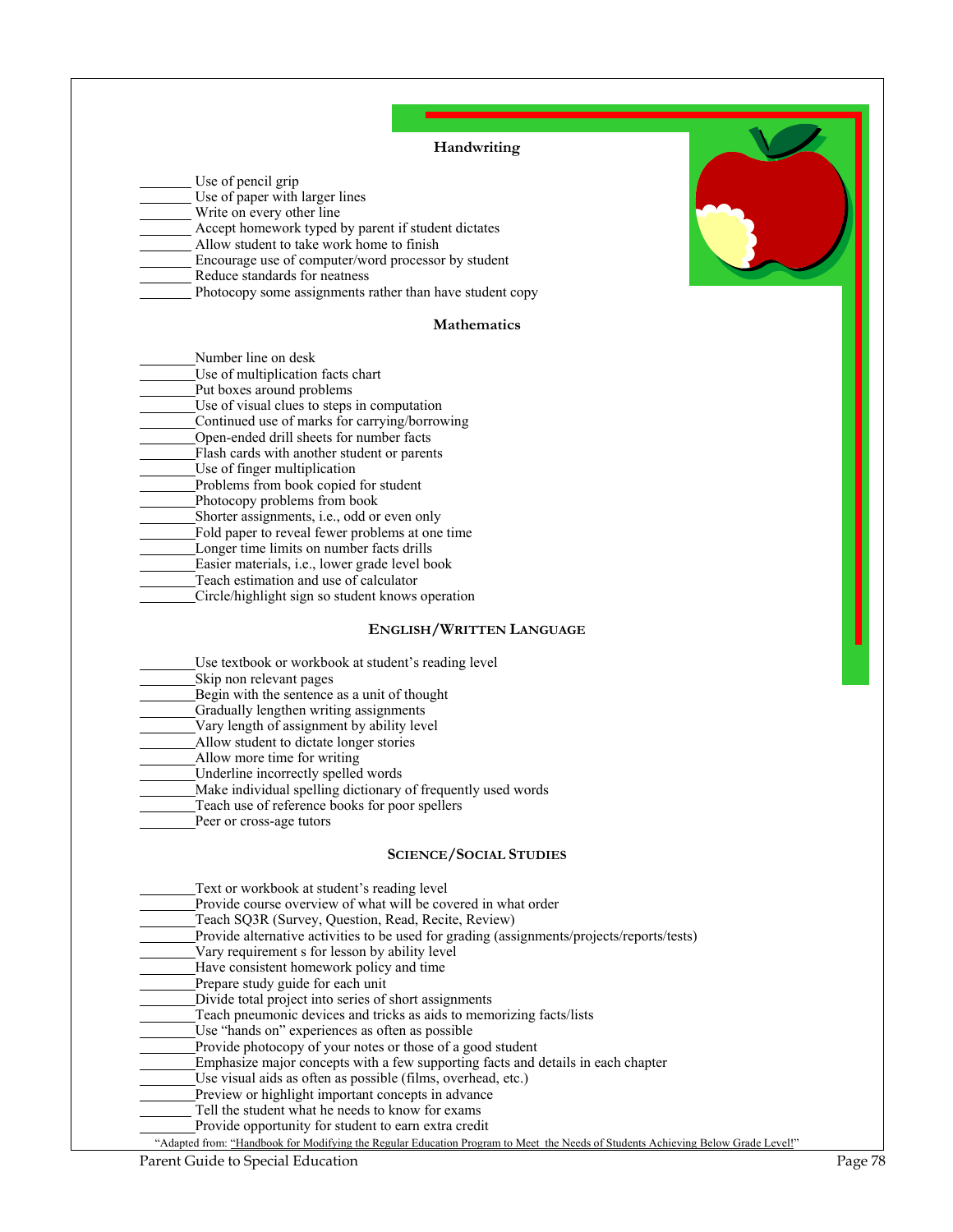## Handwriting

_______ Use of pencil grip
_______ Use of paper with larger lines
_______ Write on every other line
_______ Accept homework typed by parent if student dictates
_______ Allow student to take work home to finish
_______ Encourage use of computer/word processor by student
_______ Reduce standards for neatness
_______ Photocopy some assignments rather than have student copy

## Mathematics

________Number line on desk
________Use of multiplication facts chart
________Put boxes around problems
________Use of visual clues to steps in computation
________Continued use of marks for carrying/borrowing
________Open-ended drill sheets for number facts
________Flash cards with another student or parents
________Use of finger multiplication
________Problems from book copied for student
________Photocopy problems from book
________Shorter assignments, i.e., odd or even only
________Fold paper to reveal fewer problems at one time
________Longer time limits on number facts drills
________Easier materials, i.e., lower grade level book
________Teach estimation and use of calculator
________Circle/highlight sign so student knows operation

## English/Written Language

________Use textbook or workbook at student's reading level
________Skip non relevant pages
________Begin with the sentence as a unit of thought
________Gradually lengthen writing assignments
________Vary length of assignment by ability level
________Allow student to dictate longer stories
________Allow more time for writing
________Underline incorrectly spelled words
________Make individual spelling dictionary of frequently used words
________Teach use of reference books for poor spellers
________Peer or cross-age tutors

## Science/Social Studies

________Text or workbook at student's reading level
________Provide course overview of what will be covered in what order
________Teach SQ3R (Survey, Question, Read, Recite, Review)
________Provide alternative activities to be used for grading (assignments/projects/reports/tests)
________Vary requirement s for lesson by ability level
________Have consistent homework policy and time
________Prepare study guide for each unit
________Divide total project into series of short assignments
________Teach pneumonic devices and tricks as aids to memorizing facts/lists
________Use "hands on" experiences as often as possible
________Provide photocopy of your notes or those of a good student
________Emphasize major concepts with a few supporting facts and details in each chapter
________Use visual aids as often as possible (films, overhead, etc.)
________Preview or highlight important concepts in advance
________Tell the student what he needs to know for exams
________Provide opportunity for student to earn extra credit

"Adapted from: "Handbook for Modifying the Regular Education Program to Meet the Needs of Students Achieving Below Grade Level!"